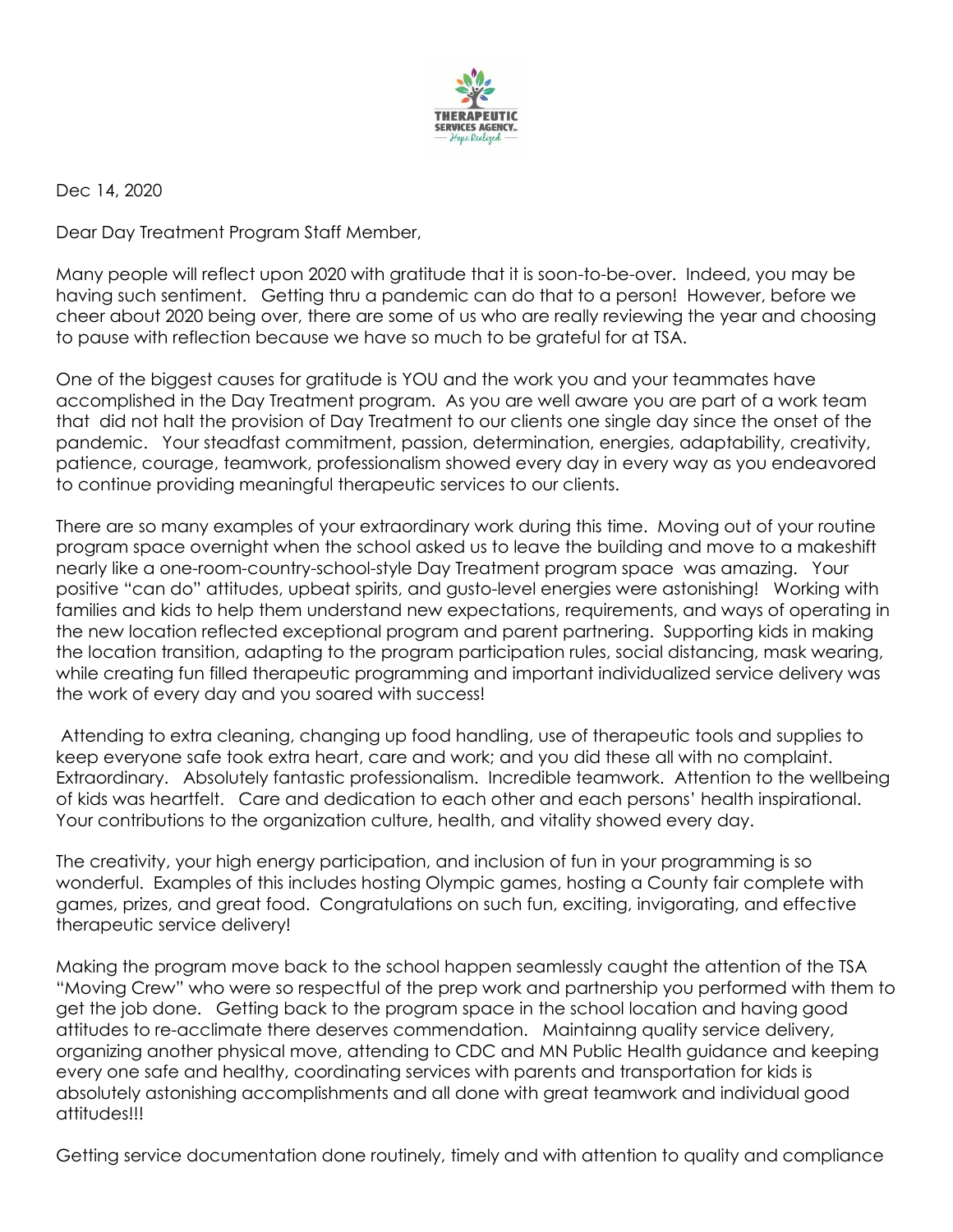Dec 14, 2020

Dear Day Treatment Program Staff Member,

Many people will reflect upon 2020 with gratitude that it is soon-to-be-over. Indeed, you may be having such sentiment. Getting thru a pandemic can do that to a person! However, before we cheer about 2020 being over, there are some of us who are really reviewing the year and choosing to pause with reflection because we have so much to be grateful for at TSA.

One of the biggest causes for gratitude is YOU and the work you and your teammates have accomplished in the Day Treatment program. As you are well aware you are part of a work team that did not halt the provision of Day Treatment to our clients one single day since the onset of the pandemic. Your steadfast commitment, passion, determination, energies, adaptability, creativity, patience, courage, teamwork, professionalism showed every day in every way as you endeavored to continue providing meaningful therapeutic services to our clients.

There are so many examples of your extraordinary work during this time. Moving out of your routine program space overnight when the school asked us to leave the building and move to a makeshift nearly like a one-room-country-school-style Day Treatment program space was amazing. Your positive "can do" attitudes, upbeat spirits, and gusto-level energies were astonishing! Working with families and kids to help them understand new expectations, requirements, and ways of operating in the new location reflected exceptional program and parent partnering. Supporting kids in making the location transition, adapting to the program participation rules, social distancing, mask wearing, while creating fun filled therapeutic programming and important individualized service delivery was the work of every day and you soared with success!

Attending to extra cleaning, changing up food handling, use of therapeutic tools and supplies to keep everyone safe took extra heart, care and work; and you did these all with no complaint. Extraordinary. Absolutely fantastic professionalism. Incredible teamwork. Attention to the wellbeing of kids was heartfelt. Care and dedication to each other and each persons' health inspirational. Your contributions to the organization culture, health, and vitality showed every day.

The creativity, your high energy participation, and inclusion of fun in your programming is so wonderful. Examples of this includes hosting Olympic games, hosting a County fair complete with games, prizes, and great food. Congratulations on such fun, exciting, invigorating, and effective therapeutic service delivery!

Making the program move back to the school happen seamlessly caught the attention of the TSA "Moving Crew" who were so respectful of the prep work and partnership you performed with them to get the job done. Getting back to the program space in the school location and having good attitudes to re-acclimate there deserves commendation. Maintainng quality service delivery, organizing another physical move, attending to CDC and MN Public Health guidance and keeping every one safe and healthy, coordinating services with parents and transportation for kids is absolutely astonishing accomplishments and all done with great teamwork and individual good attitudes!!!

Getting service documentation done routinely, timely and with attention to quality and compliance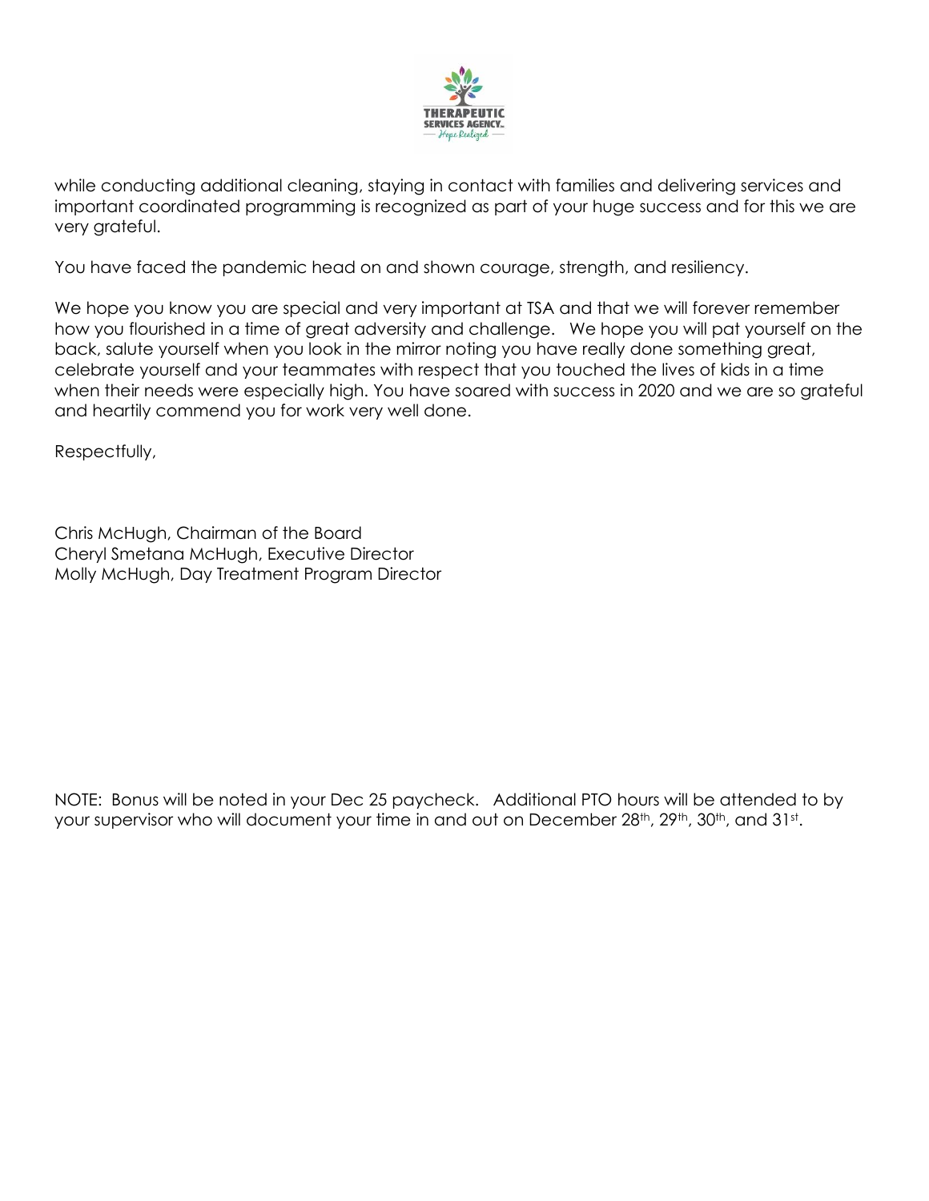while conducting additional cleaning, staying in contact with families and delivering services and important coordinated programming is recognized as part of your huge success and for this we are very grateful.

You have faced the pandemic head on and shown courage, strength, and resiliency.

We hope you know you are special and very important at TSA and that we will forever remember how you flourished in a time of great adversity and challenge. We hope you will pat yourself on the back, salute yourself when you look in the mirror noting you have really done something great, celebrate yourself and your teammates with respect that you touched the lives of kids in a time when their needs were especially high. You have soared with success in 2020 and we are so grateful and heartily commend you for work very well done.

Respectfully,

Chris McHugh, Chairman of the Board
Cheryl Smetana McHugh, Executive Director
Molly McHugh, Day Treatment Program Director

NOTE: Bonus will be noted in your Dec 25 paycheck. Additional PTO hours will be attended to by your supervisor who will document your time in and out on December 28th, 29th, 30th, and 31st.